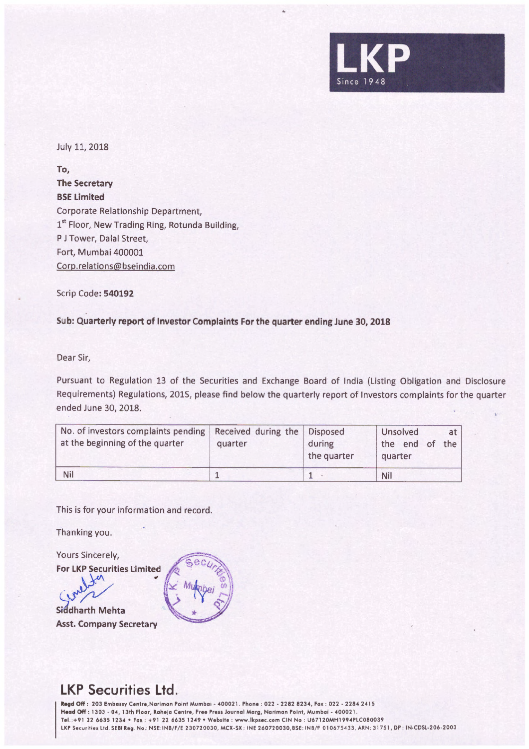LKP
Since 1948

July 11, 2018

**To,**
**The Secretary**
**BSE Limited**
Corporate Relationship Department,
1st Floor, New Trading Ring, Rotunda Building,
P J Tower, Dalal Street,
Fort, Mumbai 400001
Corp.relations@bseindia.com

Scrip Code: **540192**

**Sub: Quarterly report of Investor Complaints For the quarter ending June 30, 2018**

Dear Sir,

Pursuant to Regulation 13 of the Securities and Exchange Board of India (Listing Obligation and Disclosure Requirements) Regulations, 2015, please find below the quarterly report of Investors complaints for the quarter ended June 30, 2018.

| No. of investors complaints pending at the beginning of the quarter | Received during the quarter | Disposed during the quarter | Unsolved at the end of the quarter |
|---|---|---|---|
| Nil | 1 | 1 | Nil |

This is for your information and record.

Thanking you.

Yours Sincerely,
**For LKP Securities Limited**

**Siddharth Mehta**
**Asst. Company Secretary**

## LKP Securities Ltd.

**Regd Off:** 203 Embassy Centre, Nariman Point Mumbai - 400021. Phone : 022 - 2282 8234, Fax : 022 - 2284 2415
**Head Off:** 1303 - 04, 13th Floor, Raheja Centre, Free Press Journal Marg, Nariman Point, Mumbai - 400021.
Tel.:+91 22 6635 1234 • Fax : +91 22 6635 1249 • Website : www.lkpsec.com CIN No : U67120MH1994PLC080039
LKP Securities Ltd. SEBI Reg. No.: NSE:INB/F/E 230720030, MCX-SX : INE 260720030, BSE: INB/F 010675433, ARN: 31751, DP : IN-CDSL-206-2003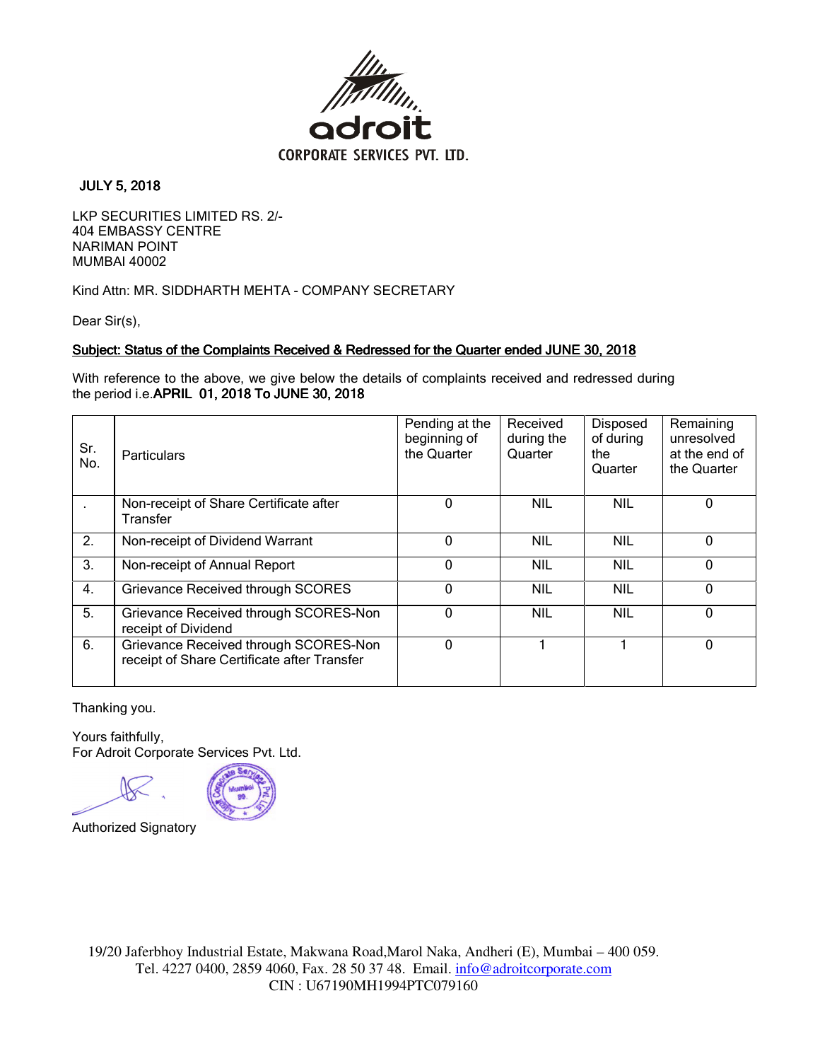adroit

CORPORATE SERVICES PVT. LTD.

**JULY 5, 2018**

LKP SECURITIES LIMITED RS. 2/-
404 EMBASSY CENTRE
NARIMAN POINT
MUMBAI 40002

Kind Attn: MR. SIDDHARTH MEHTA - COMPANY SECRETARY

Dear Sir(s),

**Subject: Status of the Complaints Received & Redressed for the Quarter ended JUNE 30, 2018**

With reference to the above, we give below the details of complaints received and redressed during the period i.e.**APRIL 01, 2018 To JUNE 30, 2018**

| Sr. No. | Particulars | Pending at the beginning of the Quarter | Received during the Quarter | Disposed of during the Quarter | Remaining unresolved at the end of the Quarter |
|---|---|---|---|---|---|
| . | Non-receipt of Share Certificate after Transfer | 0 | NIL | NIL | 0 |
| 2. | Non-receipt of Dividend Warrant | 0 | NIL | NIL | 0 |
| 3. | Non-receipt of Annual Report | 0 | NIL | NIL | 0 |
| 4. | Grievance Received through SCORES | 0 | NIL | NIL | 0 |
| 5. | Grievance Received through SCORES-Non receipt of Dividend | 0 | NIL | NIL | 0 |
| 6. | Grievance Received through SCORES-Non receipt of Share Certificate after Transfer | 0 | 1 | 1 | 0 |

Thanking you.

Yours faithfully,
For Adroit Corporate Services Pvt. Ltd.

Authorized Signatory

19/20 Jaferbhoy Industrial Estate, Makwana Road,Marol Naka, Andheri (E), Mumbai – 400 059.
Tel. 4227 0400, 2859 4060, Fax. 28 50 37 48. Email. info@adroitcorporate.com
CIN : U67190MH1994PTC079160